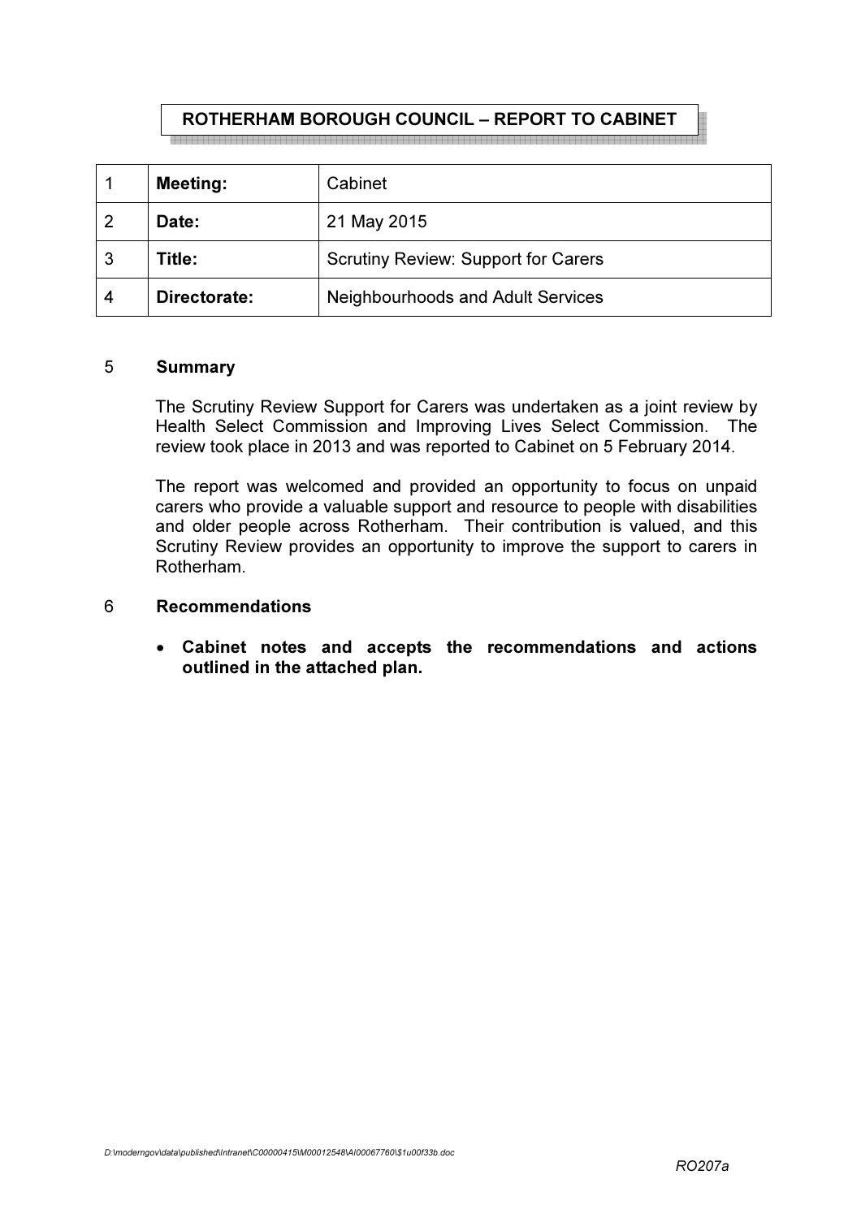**ROTHERHAM BOROUGH COUNCIL – REPORT TO CABINET**

| | | |
|---|---|---|
| 1 | **Meeting:** | Cabinet |
| 2 | **Date:** | 21 May 2015 |
| 3 | **Title:** | Scrutiny Review: Support for Carers |
| 4 | **Directorate:** | Neighbourhoods and Adult Services |

## 5 Summary

The Scrutiny Review Support for Carers was undertaken as a joint review by Health Select Commission and Improving Lives Select Commission. The review took place in 2013 and was reported to Cabinet on 5 February 2014.

The report was welcomed and provided an opportunity to focus on unpaid carers who provide a valuable support and resource to people with disabilities and older people across Rotherham. Their contribution is valued, and this Scrutiny Review provides an opportunity to improve the support to carers in Rotherham.

## 6 Recommendations

- **Cabinet notes and accepts the recommendations and actions outlined in the attached plan.**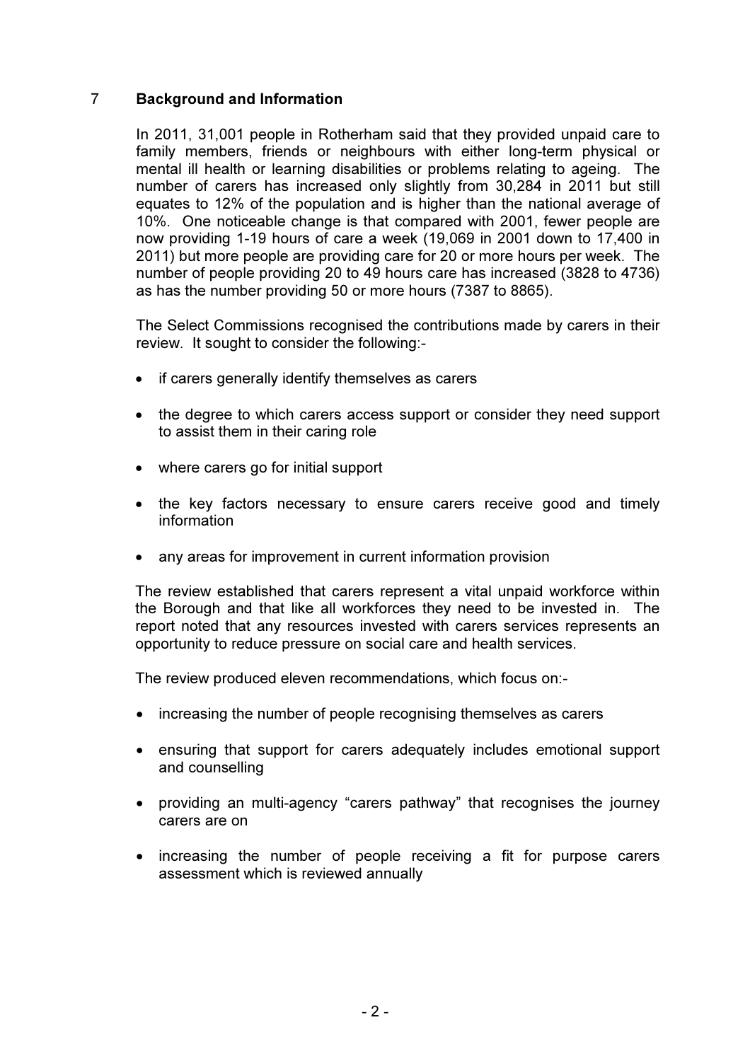## 7 Background and Information

In 2011, 31,001 people in Rotherham said that they provided unpaid care to family members, friends or neighbours with either long-term physical or mental ill health or learning disabilities or problems relating to ageing. The number of carers has increased only slightly from 30,284 in 2011 but still equates to 12% of the population and is higher than the national average of 10%. One noticeable change is that compared with 2001, fewer people are now providing 1-19 hours of care a week (19,069 in 2001 down to 17,400 in 2011) but more people are providing care for 20 or more hours per week. The number of people providing 20 to 49 hours care has increased (3828 to 4736) as has the number providing 50 or more hours (7387 to 8865).

The Select Commissions recognised the contributions made by carers in their review. It sought to consider the following:-

- if carers generally identify themselves as carers
- the degree to which carers access support or consider they need support to assist them in their caring role
- where carers go for initial support
- the key factors necessary to ensure carers receive good and timely information
- any areas for improvement in current information provision

The review established that carers represent a vital unpaid workforce within the Borough and that like all workforces they need to be invested in. The report noted that any resources invested with carers services represents an opportunity to reduce pressure on social care and health services.

The review produced eleven recommendations, which focus on:-

- increasing the number of people recognising themselves as carers
- ensuring that support for carers adequately includes emotional support and counselling
- providing an multi-agency "carers pathway" that recognises the journey carers are on
- increasing the number of people receiving a fit for purpose carers assessment which is reviewed annually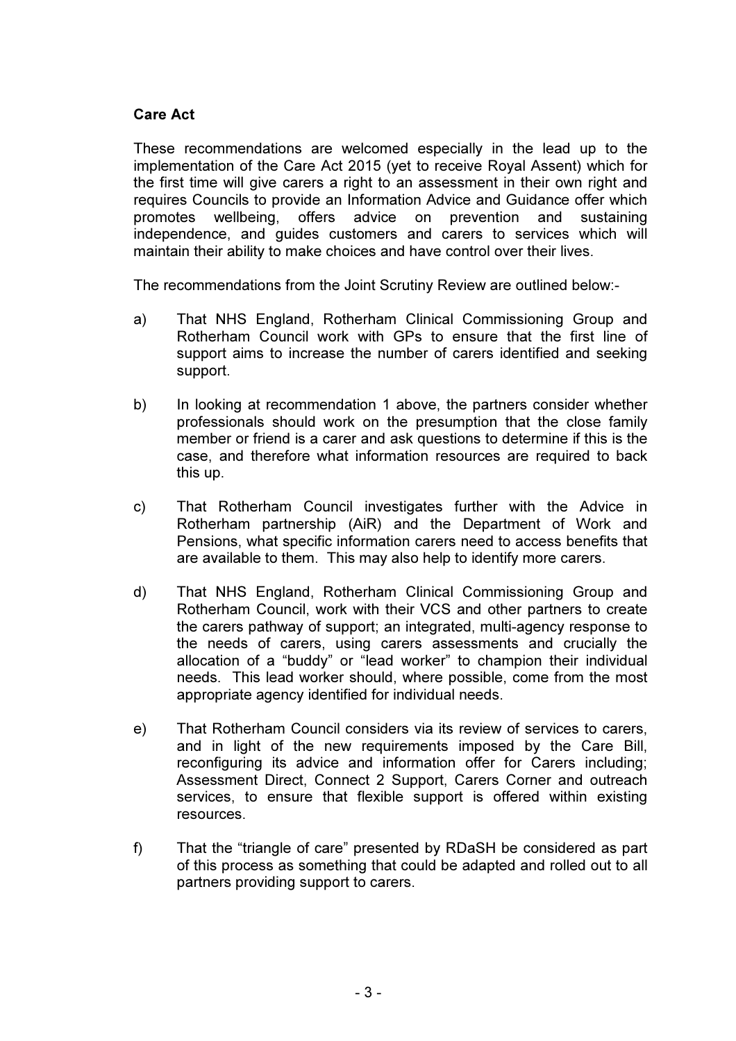**Care Act**

These recommendations are welcomed especially in the lead up to the implementation of the Care Act 2015 (yet to receive Royal Assent) which for the first time will give carers a right to an assessment in their own right and requires Councils to provide an Information Advice and Guidance offer which promotes wellbeing, offers advice on prevention and sustaining independence, and guides customers and carers to services which will maintain their ability to make choices and have control over their lives.

The recommendations from the Joint Scrutiny Review are outlined below:-

a) That NHS England, Rotherham Clinical Commissioning Group and Rotherham Council work with GPs to ensure that the first line of support aims to increase the number of carers identified and seeking support.

b) In looking at recommendation 1 above, the partners consider whether professionals should work on the presumption that the close family member or friend is a carer and ask questions to determine if this is the case, and therefore what information resources are required to back this up.

c) That Rotherham Council investigates further with the Advice in Rotherham partnership (AiR) and the Department of Work and Pensions, what specific information carers need to access benefits that are available to them. This may also help to identify more carers.

d) That NHS England, Rotherham Clinical Commissioning Group and Rotherham Council, work with their VCS and other partners to create the carers pathway of support; an integrated, multi-agency response to the needs of carers, using carers assessments and crucially the allocation of a "buddy" or "lead worker" to champion their individual needs. This lead worker should, where possible, come from the most appropriate agency identified for individual needs.

e) That Rotherham Council considers via its review of services to carers, and in light of the new requirements imposed by the Care Bill, reconfiguring its advice and information offer for Carers including; Assessment Direct, Connect 2 Support, Carers Corner and outreach services, to ensure that flexible support is offered within existing resources.

f) That the "triangle of care" presented by RDaSH be considered as part of this process as something that could be adapted and rolled out to all partners providing support to carers.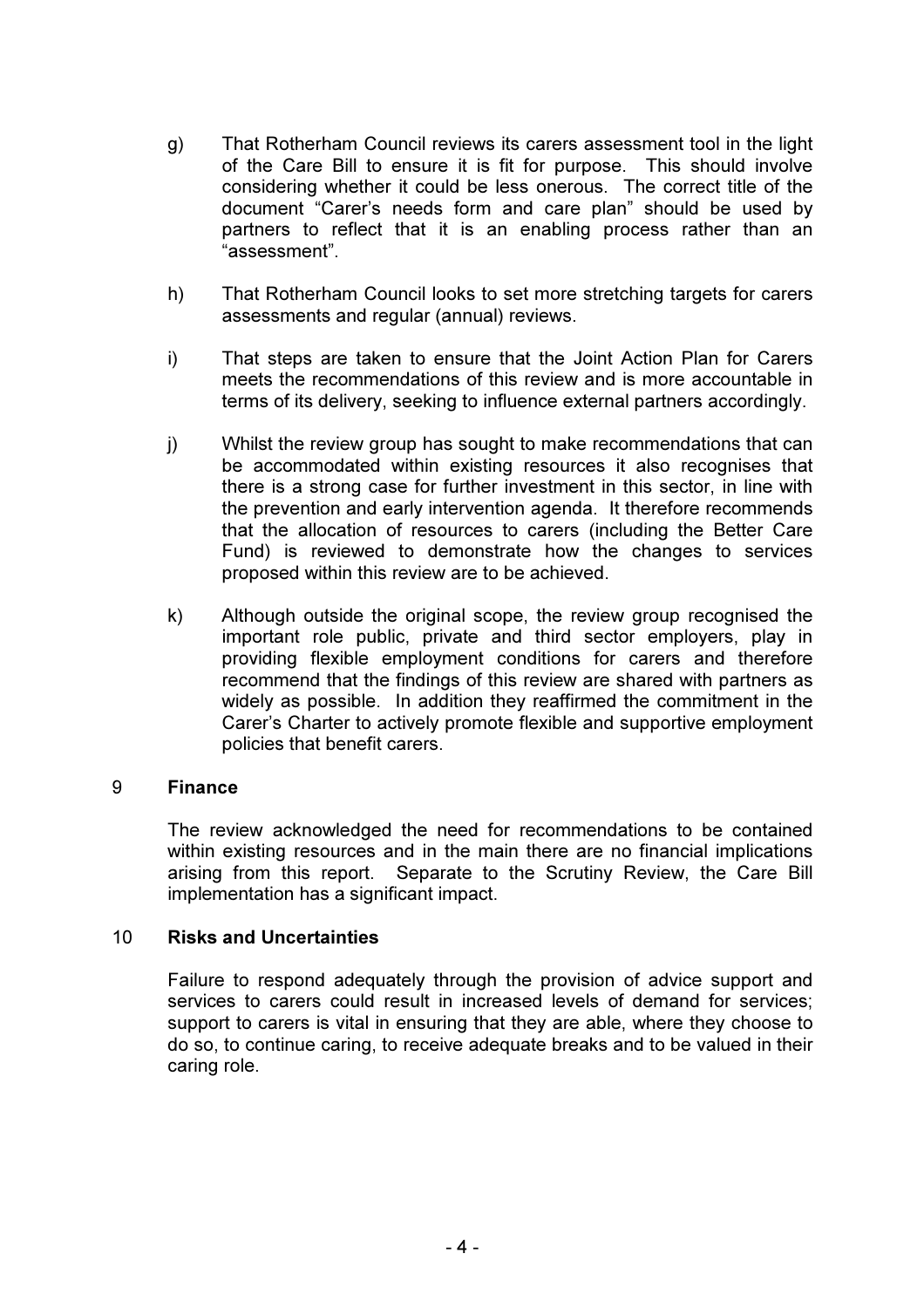g) That Rotherham Council reviews its carers assessment tool in the light of the Care Bill to ensure it is fit for purpose. This should involve considering whether it could be less onerous. The correct title of the document "Carer's needs form and care plan" should be used by partners to reflect that it is an enabling process rather than an "assessment".

h) That Rotherham Council looks to set more stretching targets for carers assessments and regular (annual) reviews.

i) That steps are taken to ensure that the Joint Action Plan for Carers meets the recommendations of this review and is more accountable in terms of its delivery, seeking to influence external partners accordingly.

j) Whilst the review group has sought to make recommendations that can be accommodated within existing resources it also recognises that there is a strong case for further investment in this sector, in line with the prevention and early intervention agenda. It therefore recommends that the allocation of resources to carers (including the Better Care Fund) is reviewed to demonstrate how the changes to services proposed within this review are to be achieved.

k) Although outside the original scope, the review group recognised the important role public, private and third sector employers, play in providing flexible employment conditions for carers and therefore recommend that the findings of this review are shared with partners as widely as possible. In addition they reaffirmed the commitment in the Carer's Charter to actively promote flexible and supportive employment policies that benefit carers.

## 9 Finance

The review acknowledged the need for recommendations to be contained within existing resources and in the main there are no financial implications arising from this report. Separate to the Scrutiny Review, the Care Bill implementation has a significant impact.

## 10 Risks and Uncertainties

Failure to respond adequately through the provision of advice support and services to carers could result in increased levels of demand for services; support to carers is vital in ensuring that they are able, where they choose to do so, to continue caring, to receive adequate breaks and to be valued in their caring role.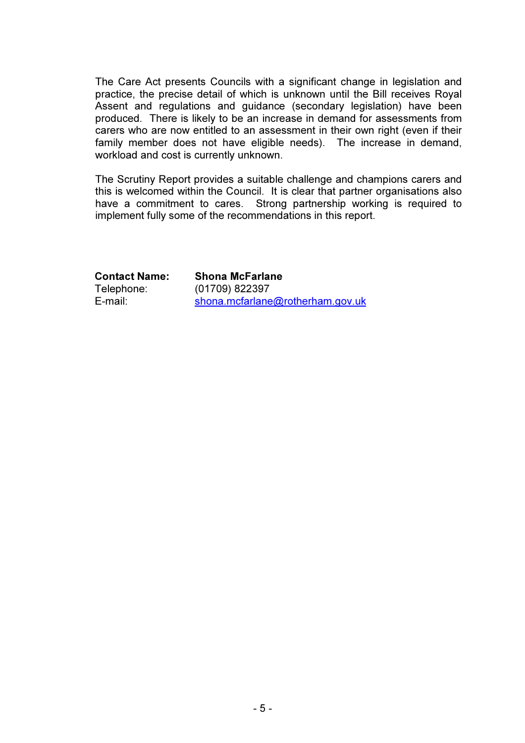The Care Act presents Councils with a significant change in legislation and practice, the precise detail of which is unknown until the Bill receives Royal Assent and regulations and guidance (secondary legislation) have been produced. There is likely to be an increase in demand for assessments from carers who are now entitled to an assessment in their own right (even if their family member does not have eligible needs). The increase in demand, workload and cost is currently unknown.

The Scrutiny Report provides a suitable challenge and champions carers and this is welcomed within the Council. It is clear that partner organisations also have a commitment to cares. Strong partnership working is required to implement fully some of the recommendations in this report.

| | |
|---|---|
| **Contact Name:** | **Shona McFarlane** |
| Telephone: | (01709) 822397 |
| E-mail: | shona.mcfarlane@rotherham.gov.uk |